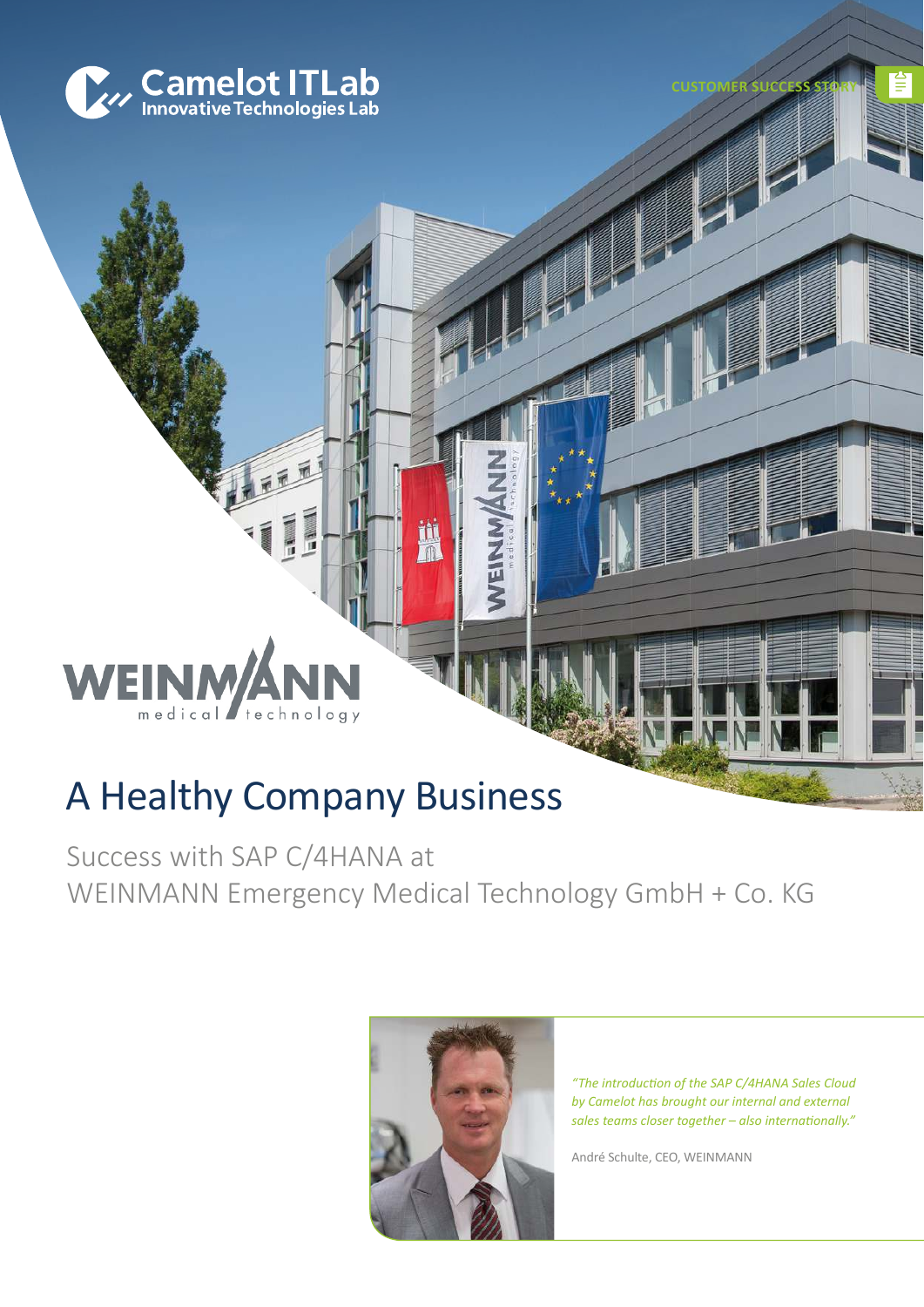Camelot ITLab
Innovative Technologies Lab

CUSTOMER SUCCESS STORY

WEINMANN medical technology

# A Healthy Company Business

## Success with SAP C/4HANA at WEINMANN Emergency Medical Technology GmbH + Co. KG

*"The introduction of the SAP C/4HANA Sales Cloud by Camelot has brought our internal and external sales teams closer together – also internationally."*

André Schulte, CEO, WEINMANN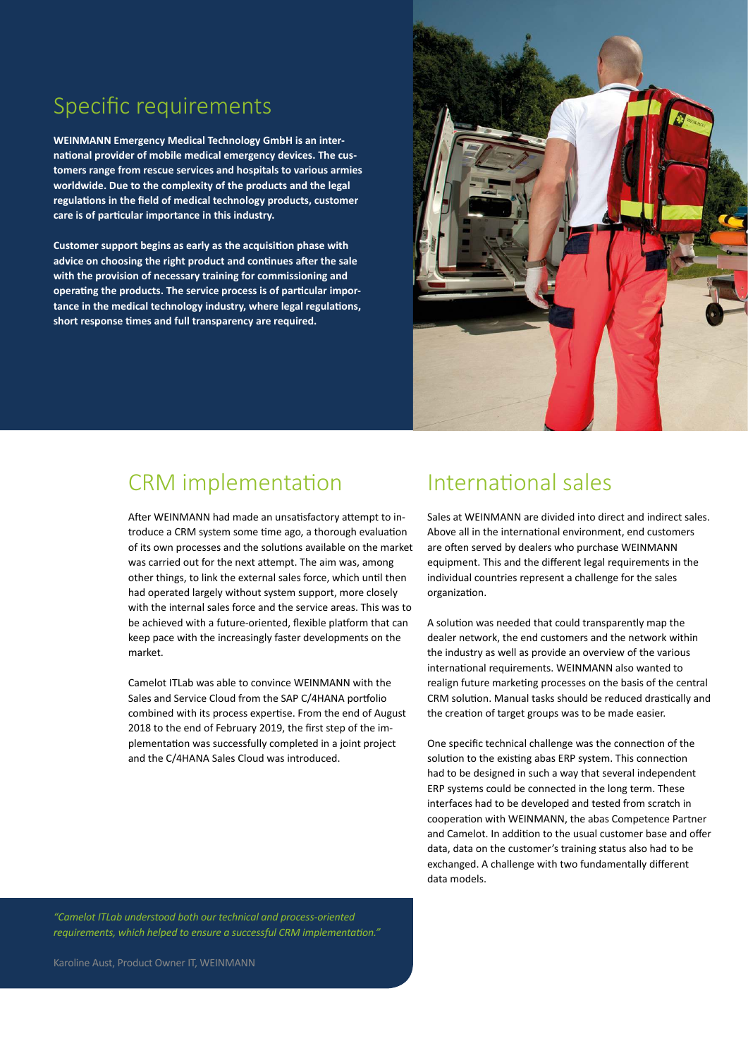## Specific requirements

**WEINMANN Emergency Medical Technology GmbH is an international provider of mobile medical emergency devices. The customers range from rescue services and hospitals to various armies worldwide. Due to the complexity of the products and the legal regulations in the field of medical technology products, customer care is of particular importance in this industry.**

**Customer support begins as early as the acquisition phase with advice on choosing the right product and continues after the sale with the provision of necessary training for commissioning and operating the products. The service process is of particular importance in the medical technology industry, where legal regulations, short response times and full transparency are required.**

## CRM implementation

After WEINMANN had made an unsatisfactory attempt to introduce a CRM system some time ago, a thorough evaluation of its own processes and the solutions available on the market was carried out for the next attempt. The aim was, among other things, to link the external sales force, which until then had operated largely without system support, more closely with the internal sales force and the service areas. This was to be achieved with a future-oriented, flexible platform that can keep pace with the increasingly faster developments on the market.

Camelot ITLab was able to convince WEINMANN with the Sales and Service Cloud from the SAP C/4HANA portfolio combined with its process expertise. From the end of August 2018 to the end of February 2019, the first step of the implementation was successfully completed in a joint project and the C/4HANA Sales Cloud was introduced.

## International sales

Sales at WEINMANN are divided into direct and indirect sales. Above all in the international environment, end customers are often served by dealers who purchase WEINMANN equipment. This and the different legal requirements in the individual countries represent a challenge for the sales organization.

A solution was needed that could transparently map the dealer network, the end customers and the network within the industry as well as provide an overview of the various international requirements. WEINMANN also wanted to realign future marketing processes on the basis of the central CRM solution. Manual tasks should be reduced drastically and the creation of target groups was to be made easier.

One specific technical challenge was the connection of the solution to the existing abas ERP system. This connection had to be designed in such a way that several independent ERP systems could be connected in the long term. These interfaces had to be developed and tested from scratch in cooperation with WEINMANN, the abas Competence Partner and Camelot. In addition to the usual customer base and offer data, data on the customer's training status also had to be exchanged. A challenge with two fundamentally different data models.

*"Camelot ITLab understood both our technical and process-oriented requirements, which helped to ensure a successful CRM implementation."*

Karoline Aust, Product Owner IT, WEINMANN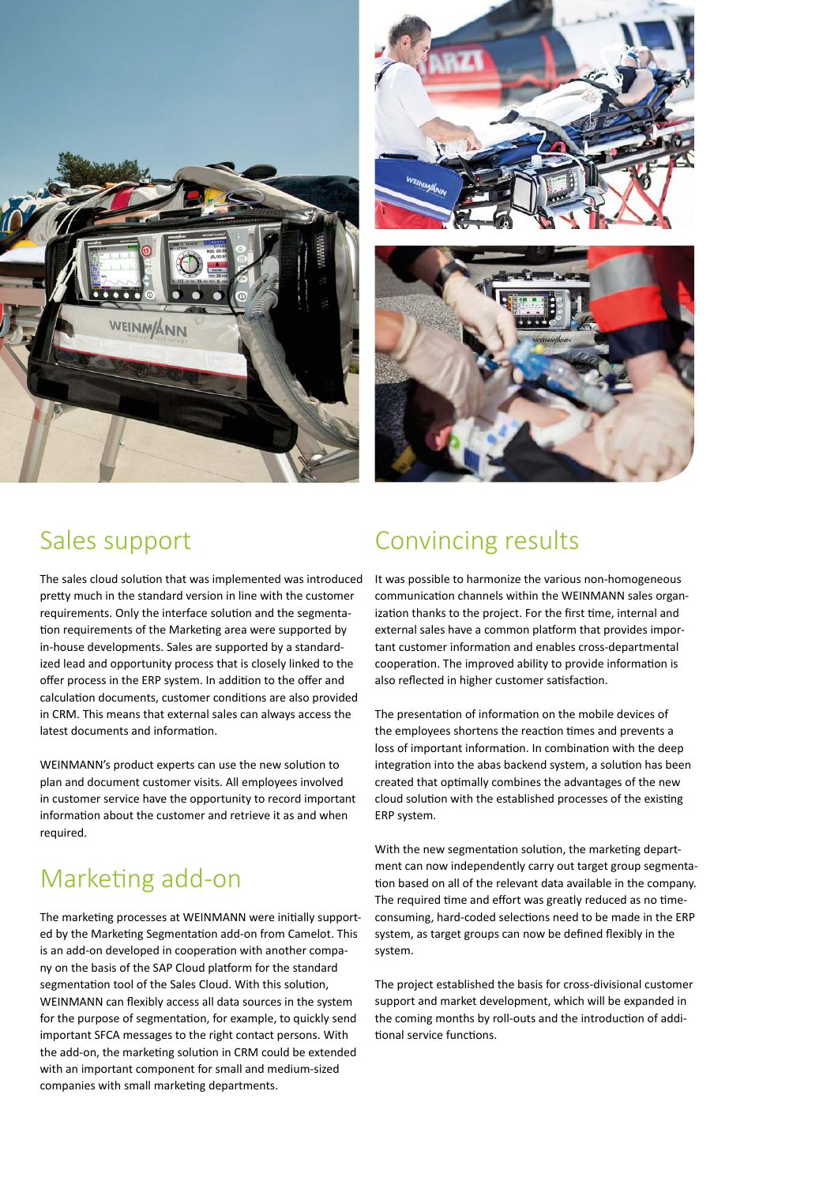## Sales support

The sales cloud solution that was implemented was introduced pretty much in the standard version in line with the customer requirements. Only the interface solution and the segmentation requirements of the Marketing area were supported by in-house developments. Sales are supported by a standardized lead and opportunity process that is closely linked to the offer process in the ERP system. In addition to the offer and calculation documents, customer conditions are also provided in CRM. This means that external sales can always access the latest documents and information.

WEINMANN's product experts can use the new solution to plan and document customer visits. All employees involved in customer service have the opportunity to record important information about the customer and retrieve it as and when required.

## Marketing add-on

The marketing processes at WEINMANN were initially supported by the Marketing Segmentation add-on from Camelot. This is an add-on developed in cooperation with another company on the basis of the SAP Cloud platform for the standard segmentation tool of the Sales Cloud. With this solution, WEINMANN can flexibly access all data sources in the system for the purpose of segmentation, for example, to quickly send important SFCA messages to the right contact persons. With the add-on, the marketing solution in CRM could be extended with an important component for small and medium-sized companies with small marketing departments.

## Convincing results

It was possible to harmonize the various non-homogeneous communication channels within the WEINMANN sales organization thanks to the project. For the first time, internal and external sales have a common platform that provides important customer information and enables cross-departmental cooperation. The improved ability to provide information is also reflected in higher customer satisfaction.

The presentation of information on the mobile devices of the employees shortens the reaction times and prevents a loss of important information. In combination with the deep integration into the abas backend system, a solution has been created that optimally combines the advantages of the new cloud solution with the established processes of the existing ERP system.

With the new segmentation solution, the marketing department can now independently carry out target group segmentation based on all of the relevant data available in the company. The required time and effort was greatly reduced as no time-consuming, hard-coded selections need to be made in the ERP system, as target groups can now be defined flexibly in the system.

The project established the basis for cross-divisional customer support and market development, which will be expanded in the coming months by roll-outs and the introduction of additional service functions.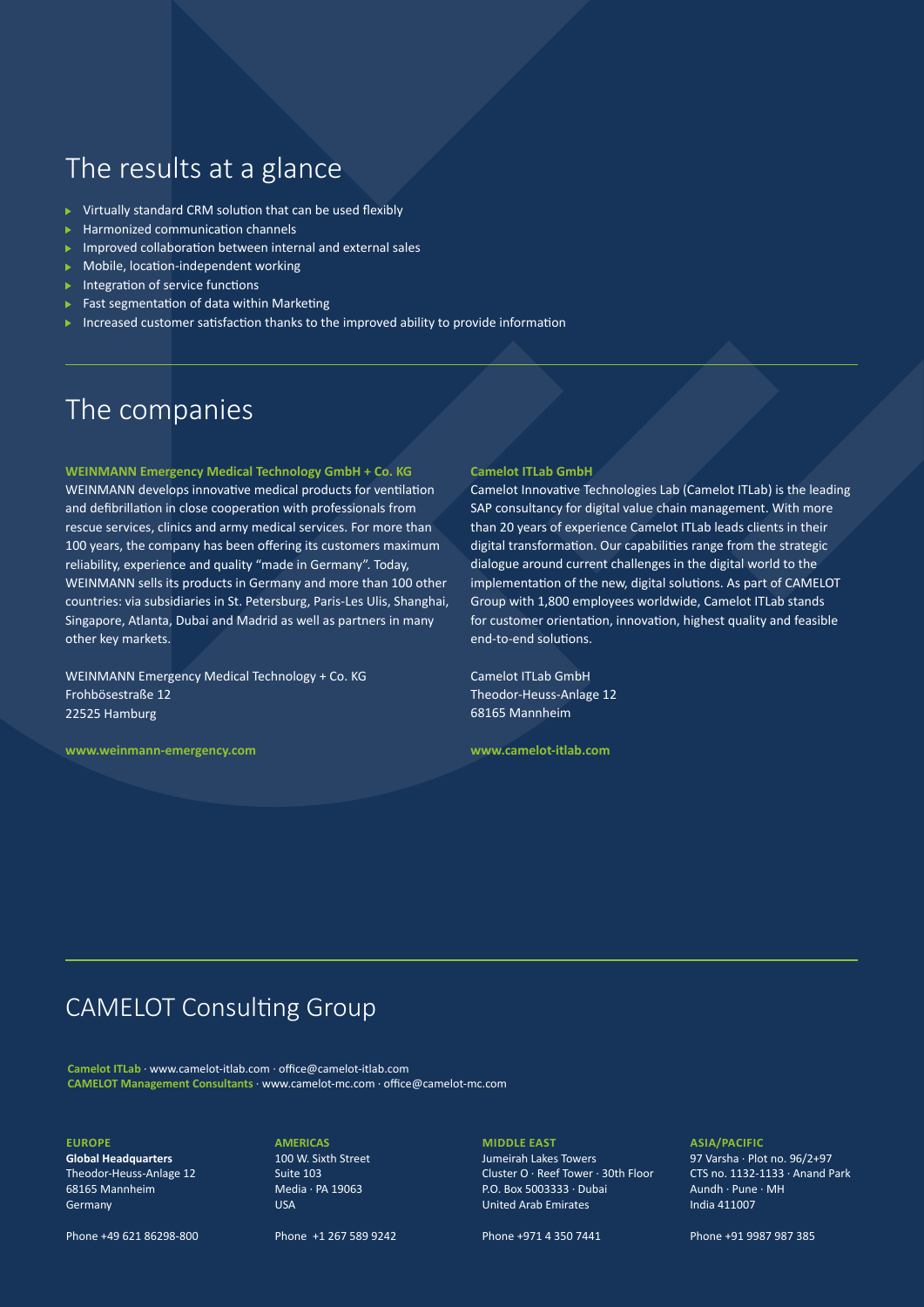## The results at a glance

- Virtually standard CRM solution that can be used flexibly
- Harmonized communication channels
- Improved collaboration between internal and external sales
- Mobile, location-independent working
- Integration of service functions
- Fast segmentation of data within Marketing
- Increased customer satisfaction thanks to the improved ability to provide information

## The companies

**WEINMANN Emergency Medical Technology GmbH + Co. KG**

WEINMANN develops innovative medical products for ventilation and defibrillation in close cooperation with professionals from rescue services, clinics and army medical services. For more than 100 years, the company has been offering its customers maximum reliability, experience and quality "made in Germany". Today, WEINMANN sells its products in Germany and more than 100 other countries: via subsidiaries in St. Petersburg, Paris-Les Ulis, Shanghai, Singapore, Atlanta, Dubai and Madrid as well as partners in many other key markets.

WEINMANN Emergency Medical Technology + Co. KG
Frohbösestraße 12
22525 Hamburg

**www.weinmann-emergency.com**

**Camelot ITLab GmbH**

Camelot Innovative Technologies Lab (Camelot ITLab) is the leading SAP consultancy for digital value chain management. With more than 20 years of experience Camelot ITLab leads clients in their digital transformation. Our capabilities range from the strategic dialogue around current challenges in the digital world to the implementation of the new, digital solutions. As part of CAMELOT Group with 1,800 employees worldwide, Camelot ITLab stands for customer orientation, innovation, highest quality and feasible end-to-end solutions.

Camelot ITLab GmbH
Theodor-Heuss-Anlage 12
68165 Mannheim

**www.camelot-itlab.com**

## CAMELOT Consulting Group

**Camelot ITLab** · www.camelot-itlab.com · office@camelot-itlab.com
**CAMELOT Management Consultants** · www.camelot-mc.com · office@camelot-mc.com

**EUROPE**
**Global Headquarters**
Theodor-Heuss-Anlage 12
68165 Mannheim
Germany

Phone +49 621 86298-800

**AMERICAS**
100 W. Sixth Street
Suite 103
Media · PA 19063
USA

Phone +1 267 589 9242

**MIDDLE EAST**
Jumeirah Lakes Towers
Cluster O · Reef Tower · 30th Floor
P.O. Box 5003333 · Dubai
United Arab Emirates

Phone +971 4 350 7441

**ASIA/PACIFIC**
97 Varsha · Plot no. 96/2+97
CTS no. 1132-1133 · Anand Park
Aundh · Pune · MH
India 411007

Phone +91 9987 987 385